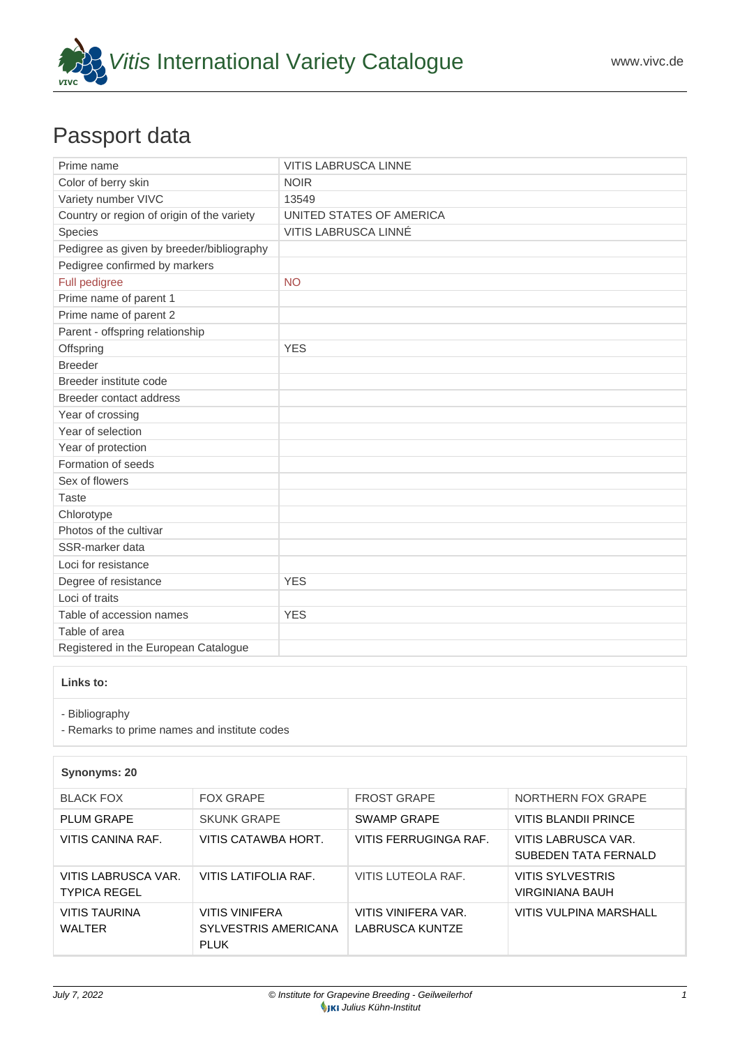# *Vitis* International Variety Catalogue

www.vivc.de

## Passport data

| | |
|---|---|
| Prime name | VITIS LABRUSCA LINNE |
| Color of berry skin | NOIR |
| Variety number VIVC | 13549 |
| Country or region of origin of the variety | UNITED STATES OF AMERICA |
| Species | VITIS LABRUSCA LINNÉ |
| Pedigree as given by breeder/bibliography | |
| Pedigree confirmed by markers | |
| Full pedigree | NO |
| Prime name of parent 1 | |
| Prime name of parent 2 | |
| Parent - offspring relationship | |
| Offspring | YES |
| Breeder | |
| Breeder institute code | |
| Breeder contact address | |
| Year of crossing | |
| Year of selection | |
| Year of protection | |
| Formation of seeds | |
| Sex of flowers | |
| Taste | |
| Chlorotype | |
| Photos of the cultivar | |
| SSR-marker data | |
| Loci for resistance | |
| Degree of resistance | YES |
| Loci of traits | |
| Table of accession names | YES |
| Table of area | |
| Registered in the European Catalogue | |

**Links to:**

- Bibliography
- Remarks to prime names and institute codes

**Synonyms: 20**

| | | | |
|---|---|---|---|
| BLACK FOX | FOX GRAPE | FROST GRAPE | NORTHERN FOX GRAPE |
| PLUM GRAPE | SKUNK GRAPE | SWAMP GRAPE | VITIS BLANDII PRINCE |
| VITIS CANINA RAF. | VITIS CATAWBA HORT. | VITIS FERRUGINGA RAF. | VITIS LABRUSCA VAR. SUBEDEN TATA FERNALD |
| VITIS LABRUSCA VAR. TYPICA REGEL | VITIS LATIFOLIA RAF. | VITIS LUTEOLA RAF. | VITIS SYLVESTRIS VIRGINIANA BAUH |
| VITIS TAURINA WALTER | VITIS VINIFERA SYLVESTRIS AMERICANA PLUK | VITIS VINIFERA VAR. LABRUSCA KUNTZE | VITIS VULPINA MARSHALL |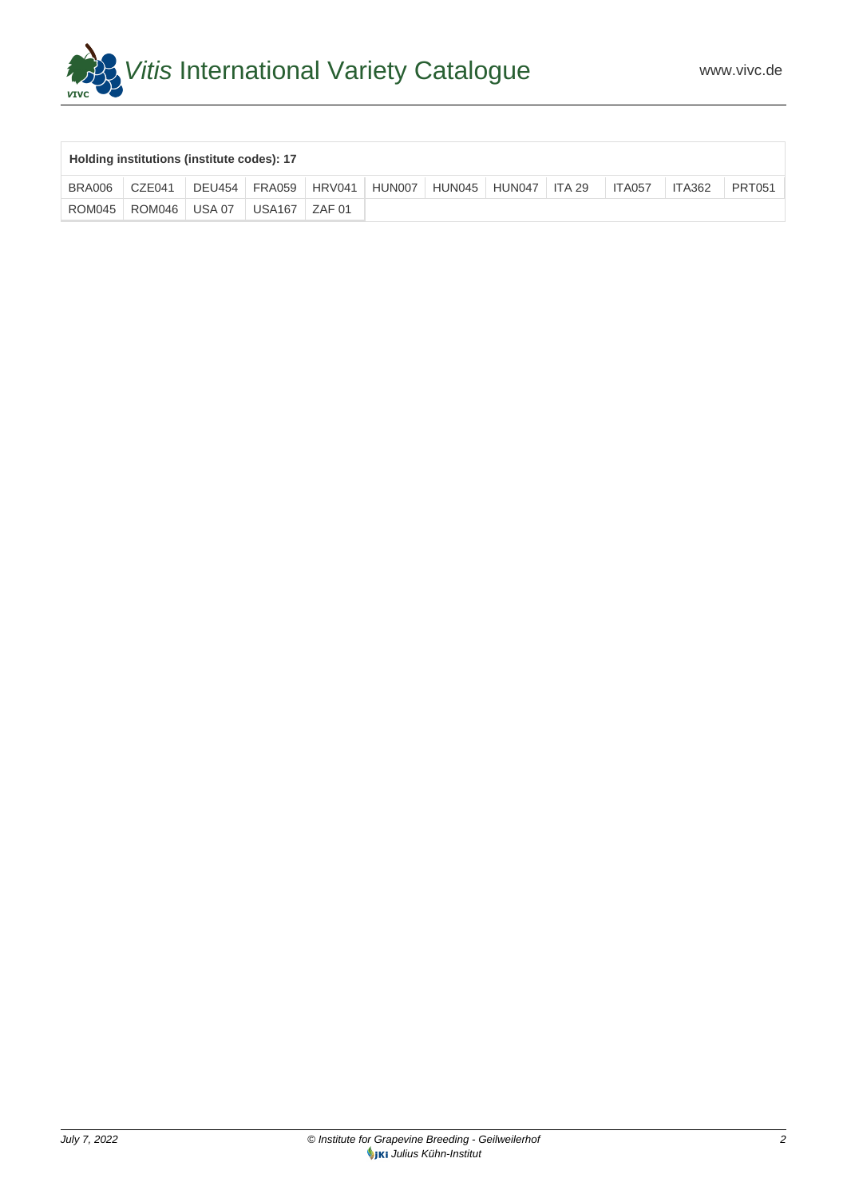| Holding institutions (institute codes): 17 | | | | | | | | | | | |
|---|---|---|---|---|---|---|---|---|---|---|---|
| BRA006 | CZE041 | DEU454 | FRA059 | HRV041 | HUN007 | HUN045 | HUN047 | ITA 29 | ITA057 | ITA362 | PRT051 |
| ROM045 | ROM046 | USA 07 | USA167 | ZAF 01 | | | | | | | |